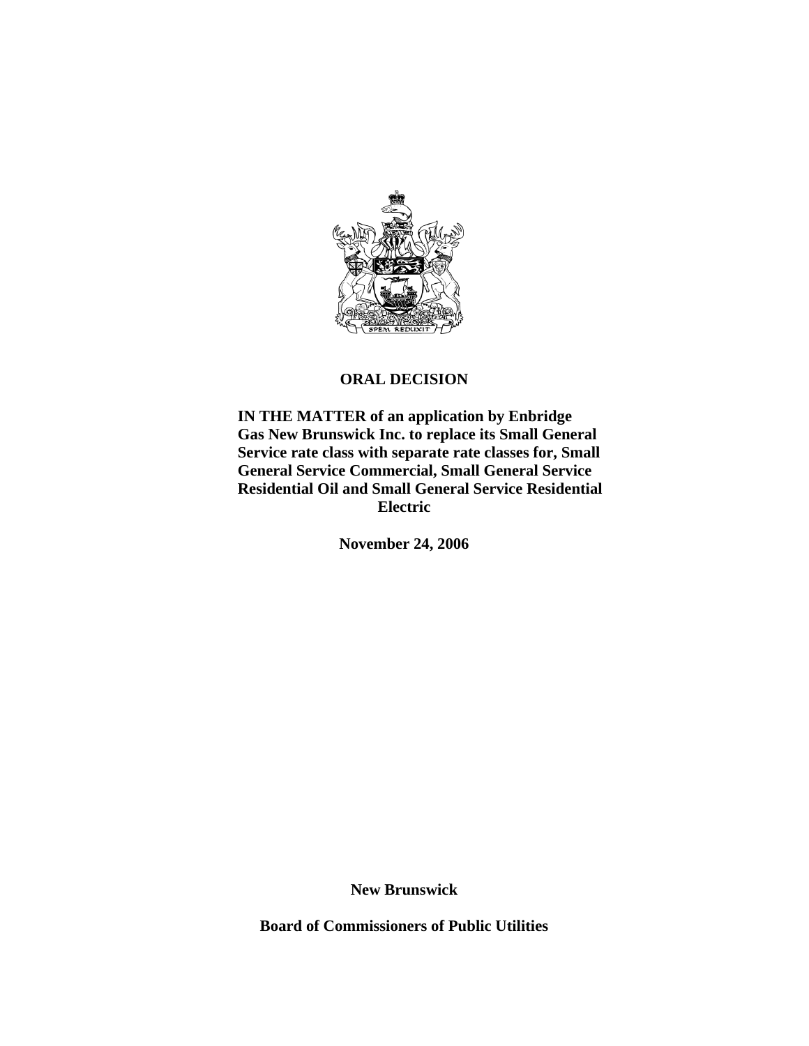# ORAL DECISION

**IN THE MATTER of an application by Enbridge Gas New Brunswick Inc. to replace its Small General Service rate class with separate rate classes for, Small General Service Commercial, Small General Service Residential Oil and Small General Service Residential Electric**

**November 24, 2006**

**New Brunswick**

**Board of Commissioners of Public Utilities**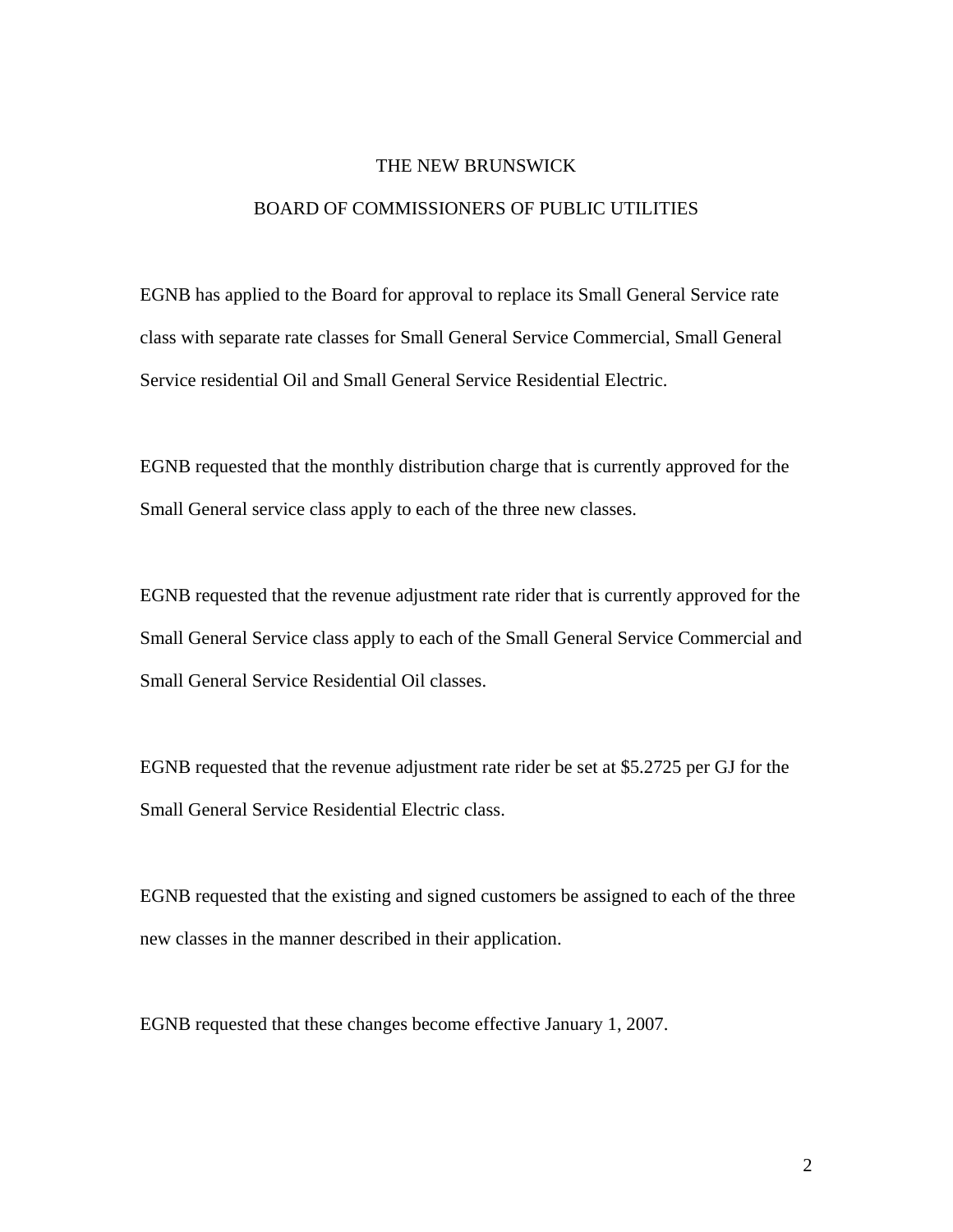THE NEW BRUNSWICK

BOARD OF COMMISSIONERS OF PUBLIC UTILITIES

EGNB has applied to the Board for approval to replace its Small General Service rate class with separate rate classes for Small General Service Commercial, Small General Service residential Oil and Small General Service Residential Electric.

EGNB requested that the monthly distribution charge that is currently approved for the Small General service class apply to each of the three new classes.

EGNB requested that the revenue adjustment rate rider that is currently approved for the Small General Service class apply to each of the Small General Service Commercial and Small General Service Residential Oil classes.

EGNB requested that the revenue adjustment rate rider be set at $5.2725 per GJ for the Small General Service Residential Electric class.

EGNB requested that the existing and signed customers be assigned to each of the three new classes in the manner described in their application.

EGNB requested that these changes become effective January 1, 2007.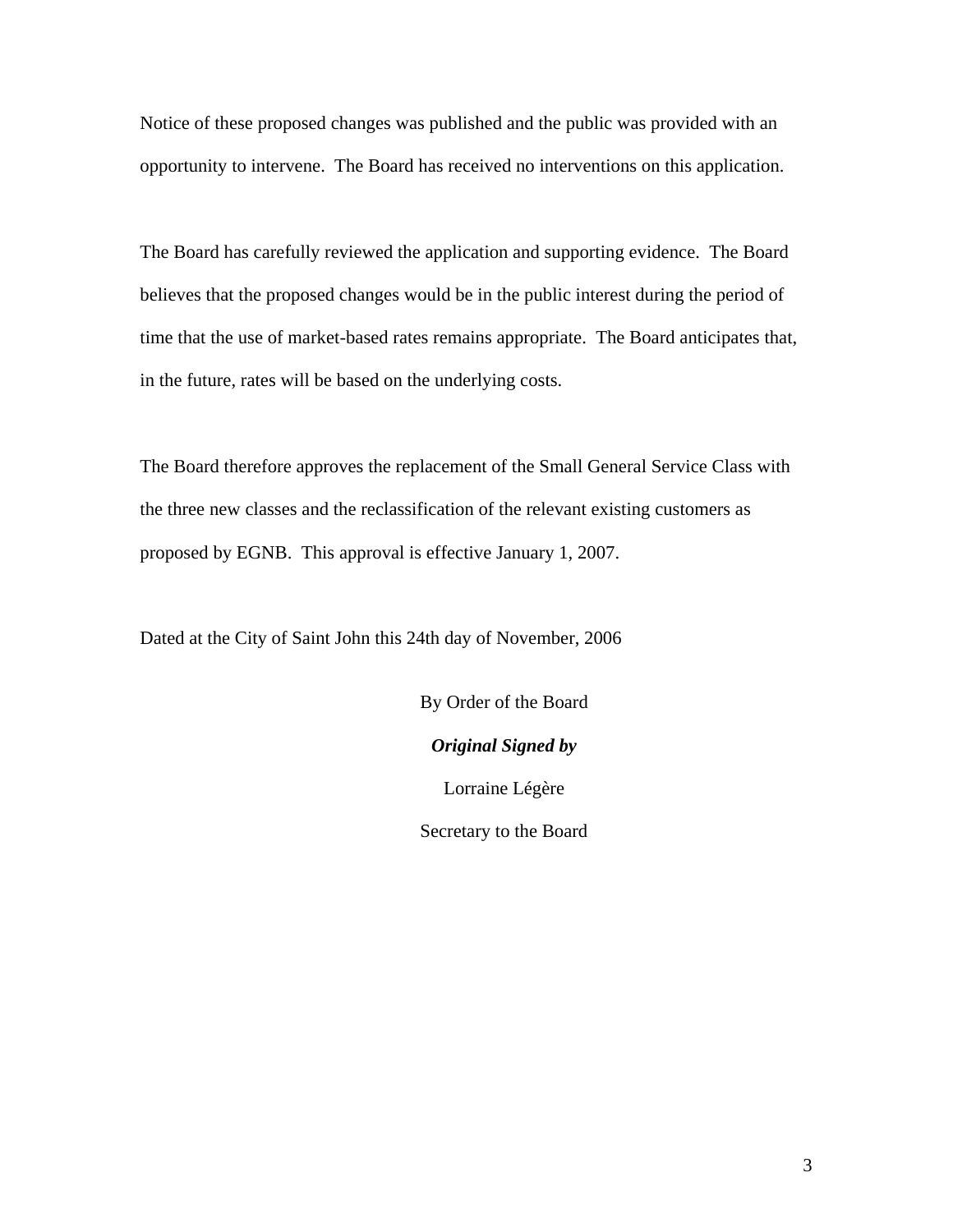Notice of these proposed changes was published and the public was provided with an opportunity to intervene. The Board has received no interventions on this application.

The Board has carefully reviewed the application and supporting evidence. The Board believes that the proposed changes would be in the public interest during the period of time that the use of market-based rates remains appropriate. The Board anticipates that, in the future, rates will be based on the underlying costs.

The Board therefore approves the replacement of the Small General Service Class with the three new classes and the reclassification of the relevant existing customers as proposed by EGNB. This approval is effective January 1, 2007.

Dated at the City of Saint John this 24th day of November, 2006

By Order of the Board

***Original Signed by***

Lorraine Légère

Secretary to the Board